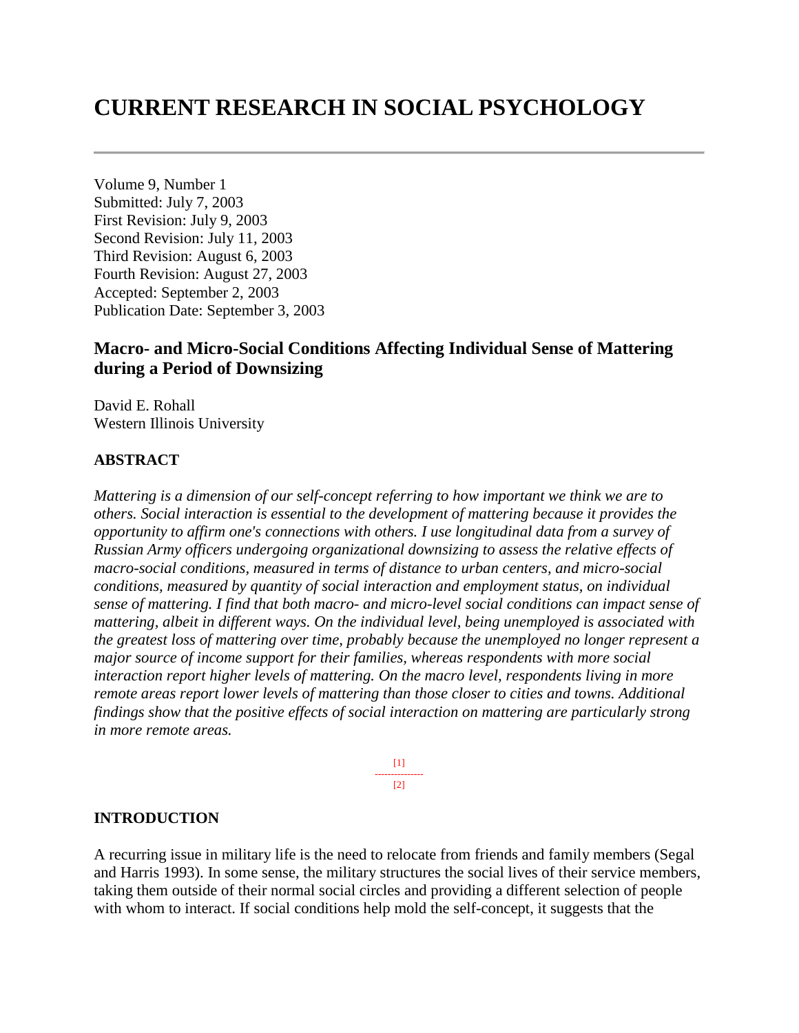# CURRENT RESEARCH IN SOCIAL PSYCHOLOGY

---

Volume 9, Number 1
Submitted: July 7, 2003
First Revision: July 9, 2003
Second Revision: July 11, 2003
Third Revision: August 6, 2003
Fourth Revision: August 27, 2003
Accepted: September 2, 2003
Publication Date: September 3, 2003

## Macro- and Micro-Social Conditions Affecting Individual Sense of Mattering during a Period of Downsizing

David E. Rohall
Western Illinois University

### ABSTRACT

*Mattering is a dimension of our self-concept referring to how important we think we are to others. Social interaction is essential to the development of mattering because it provides the opportunity to affirm one's connections with others. I use longitudinal data from a survey of Russian Army officers undergoing organizational downsizing to assess the relative effects of macro-social conditions, measured in terms of distance to urban centers, and micro-social conditions, measured by quantity of social interaction and employment status, on individual sense of mattering. I find that both macro- and micro-level social conditions can impact sense of mattering, albeit in different ways. On the individual level, being unemployed is associated with the greatest loss of mattering over time, probably because the unemployed no longer represent a major source of income support for their families, whereas respondents with more social interaction report higher levels of mattering. On the macro level, respondents living in more remote areas report lower levels of mattering than those closer to cities and towns. Additional findings show that the positive effects of social interaction on mattering are particularly strong in more remote areas.*

[1]
---------------
[2]

### INTRODUCTION

A recurring issue in military life is the need to relocate from friends and family members (Segal and Harris 1993). In some sense, the military structures the social lives of their service members, taking them outside of their normal social circles and providing a different selection of people with whom to interact. If social conditions help mold the self-concept, it suggests that the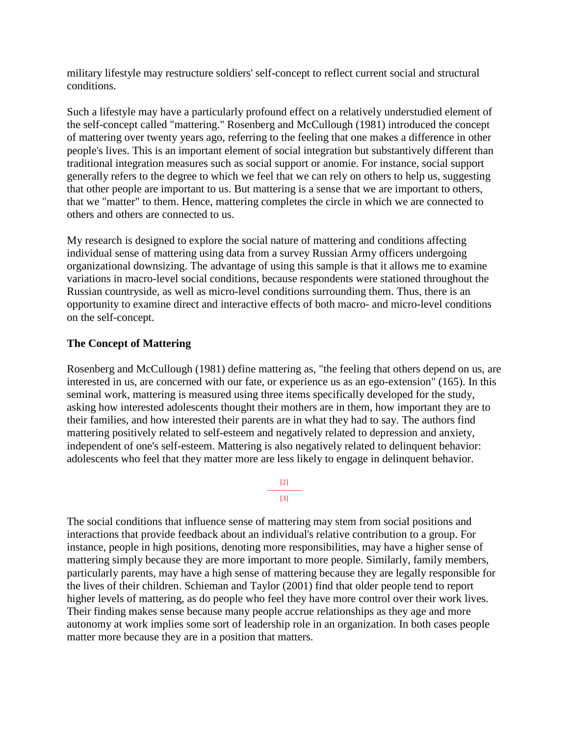military lifestyle may restructure soldiers' self-concept to reflect current social and structural conditions.

Such a lifestyle may have a particularly profound effect on a relatively understudied element of the self-concept called "mattering." Rosenberg and McCullough (1981) introduced the concept of mattering over twenty years ago, referring to the feeling that one makes a difference in other people's lives. This is an important element of social integration but substantively different than traditional integration measures such as social support or anomie. For instance, social support generally refers to the degree to which we feel that we can rely on others to help us, suggesting that other people are important to us. But mattering is a sense that we are important to others, that we "matter" to them. Hence, mattering completes the circle in which we are connected to others and others are connected to us.

My research is designed to explore the social nature of mattering and conditions affecting individual sense of mattering using data from a survey Russian Army officers undergoing organizational downsizing. The advantage of using this sample is that it allows me to examine variations in macro-level social conditions, because respondents were stationed throughout the Russian countryside, as well as micro-level conditions surrounding them. Thus, there is an opportunity to examine direct and interactive effects of both macro- and micro-level conditions on the self-concept.

## The Concept of Mattering

Rosenberg and McCullough (1981) define mattering as, "the feeling that others depend on us, are interested in us, are concerned with our fate, or experience us as an ego-extension" (165). In this seminal work, mattering is measured using three items specifically developed for the study, asking how interested adolescents thought their mothers are in them, how important they are to their families, and how interested their parents are in what they had to say. The authors find mattering positively related to self-esteem and negatively related to depression and anxiety, independent of one's self-esteem. Mattering is also negatively related to delinquent behavior: adolescents who feel that they matter more are less likely to engage in delinquent behavior.

The social conditions that influence sense of mattering may stem from social positions and interactions that provide feedback about an individual's relative contribution to a group. For instance, people in high positions, denoting more responsibilities, may have a higher sense of mattering simply because they are more important to more people. Similarly, family members, particularly parents, may have a high sense of mattering because they are legally responsible for the lives of their children. Schieman and Taylor (2001) find that older people tend to report higher levels of mattering, as do people who feel they have more control over their work lives. Their finding makes sense because many people accrue relationships as they age and more autonomy at work implies some sort of leadership role in an organization. In both cases people matter more because they are in a position that matters.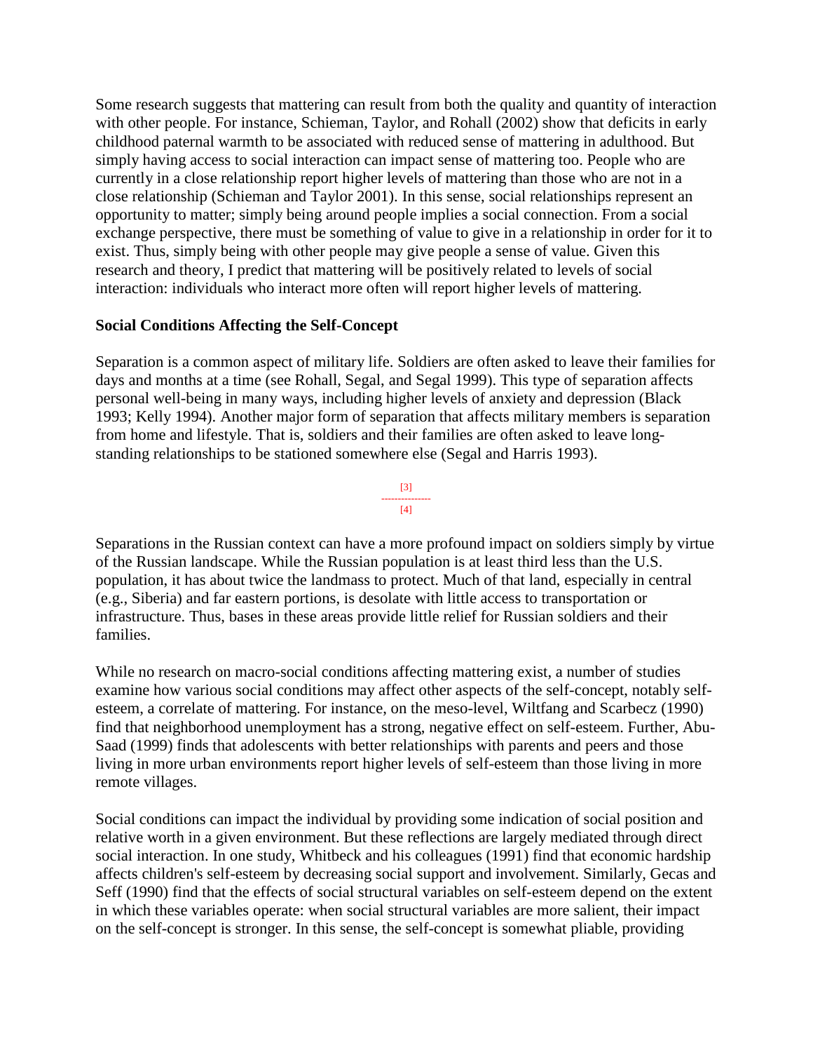Some research suggests that mattering can result from both the quality and quantity of interaction with other people. For instance, Schieman, Taylor, and Rohall (2002) show that deficits in early childhood paternal warmth to be associated with reduced sense of mattering in adulthood. But simply having access to social interaction can impact sense of mattering too. People who are currently in a close relationship report higher levels of mattering than those who are not in a close relationship (Schieman and Taylor 2001). In this sense, social relationships represent an opportunity to matter; simply being around people implies a social connection. From a social exchange perspective, there must be something of value to give in a relationship in order for it to exist. Thus, simply being with other people may give people a sense of value. Given this research and theory, I predict that mattering will be positively related to levels of social interaction: individuals who interact more often will report higher levels of mattering.

**Social Conditions Affecting the Self-Concept**

Separation is a common aspect of military life. Soldiers are often asked to leave their families for days and months at a time (see Rohall, Segal, and Segal 1999). This type of separation affects personal well-being in many ways, including higher levels of anxiety and depression (Black 1993; Kelly 1994). Another major form of separation that affects military members is separation from home and lifestyle. That is, soldiers and their families are often asked to leave long-standing relationships to be stationed somewhere else (Segal and Harris 1993).

Separations in the Russian context can have a more profound impact on soldiers simply by virtue of the Russian landscape. While the Russian population is at least third less than the U.S. population, it has about twice the landmass to protect. Much of that land, especially in central (e.g., Siberia) and far eastern portions, is desolate with little access to transportation or infrastructure. Thus, bases in these areas provide little relief for Russian soldiers and their families.

While no research on macro-social conditions affecting mattering exist, a number of studies examine how various social conditions may affect other aspects of the self-concept, notably self-esteem, a correlate of mattering. For instance, on the meso-level, Wiltfang and Scarbecz (1990) find that neighborhood unemployment has a strong, negative effect on self-esteem. Further, Abu-Saad (1999) finds that adolescents with better relationships with parents and peers and those living in more urban environments report higher levels of self-esteem than those living in more remote villages.

Social conditions can impact the individual by providing some indication of social position and relative worth in a given environment. But these reflections are largely mediated through direct social interaction. In one study, Whitbeck and his colleagues (1991) find that economic hardship affects children's self-esteem by decreasing social support and involvement. Similarly, Gecas and Seff (1990) find that the effects of social structural variables on self-esteem depend on the extent in which these variables operate: when social structural variables are more salient, their impact on the self-concept is stronger. In this sense, the self-concept is somewhat pliable, providing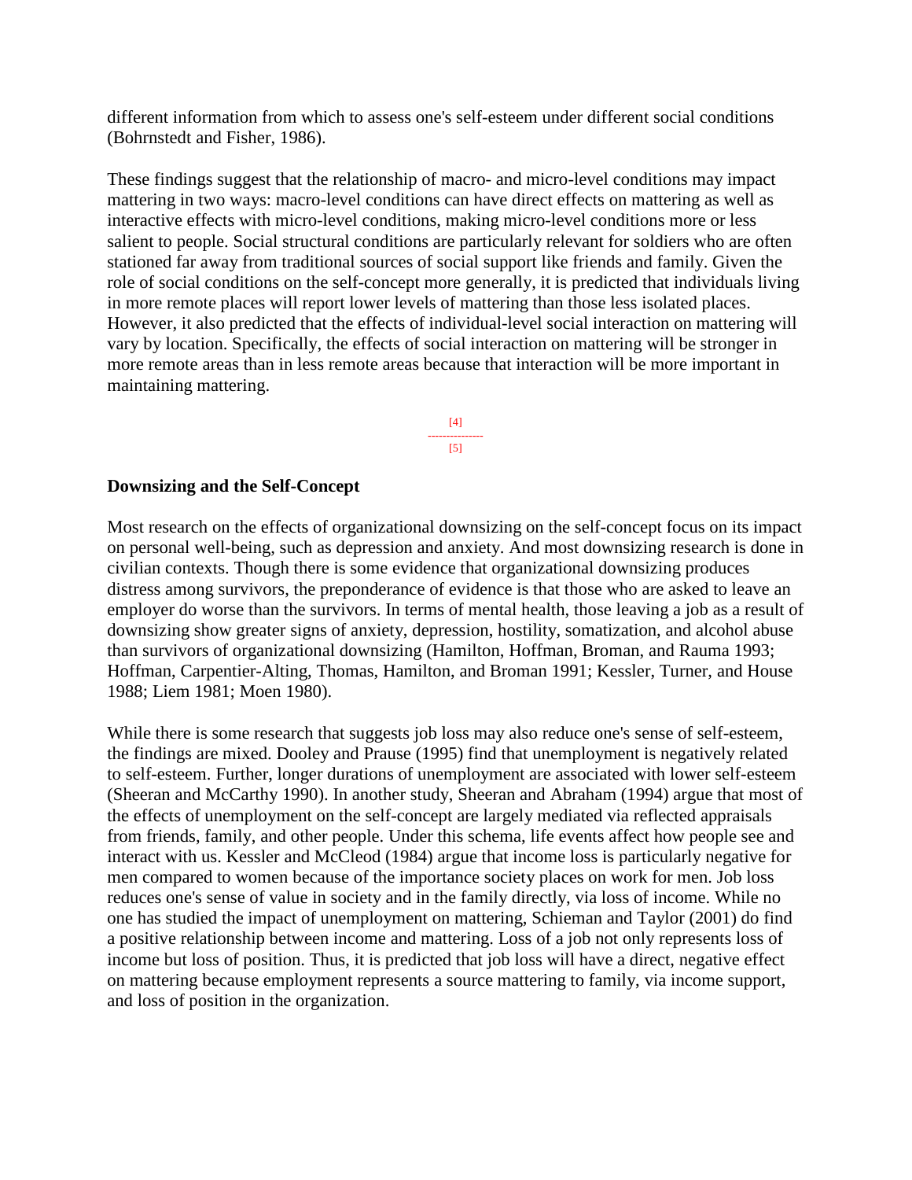different information from which to assess one's self-esteem under different social conditions (Bohrnstedt and Fisher, 1986).

These findings suggest that the relationship of macro- and micro-level conditions may impact mattering in two ways: macro-level conditions can have direct effects on mattering as well as interactive effects with micro-level conditions, making micro-level conditions more or less salient to people. Social structural conditions are particularly relevant for soldiers who are often stationed far away from traditional sources of social support like friends and family. Given the role of social conditions on the self-concept more generally, it is predicted that individuals living in more remote places will report lower levels of mattering than those less isolated places. However, it also predicted that the effects of individual-level social interaction on mattering will vary by location. Specifically, the effects of social interaction on mattering will be stronger in more remote areas than in less remote areas because that interaction will be more important in maintaining mattering.

## Downsizing and the Self-Concept

Most research on the effects of organizational downsizing on the self-concept focus on its impact on personal well-being, such as depression and anxiety. And most downsizing research is done in civilian contexts. Though there is some evidence that organizational downsizing produces distress among survivors, the preponderance of evidence is that those who are asked to leave an employer do worse than the survivors. In terms of mental health, those leaving a job as a result of downsizing show greater signs of anxiety, depression, hostility, somatization, and alcohol abuse than survivors of organizational downsizing (Hamilton, Hoffman, Broman, and Rauma 1993; Hoffman, Carpentier-Alting, Thomas, Hamilton, and Broman 1991; Kessler, Turner, and House 1988; Liem 1981; Moen 1980).

While there is some research that suggests job loss may also reduce one's sense of self-esteem, the findings are mixed. Dooley and Prause (1995) find that unemployment is negatively related to self-esteem. Further, longer durations of unemployment are associated with lower self-esteem (Sheeran and McCarthy 1990). In another study, Sheeran and Abraham (1994) argue that most of the effects of unemployment on the self-concept are largely mediated via reflected appraisals from friends, family, and other people. Under this schema, life events affect how people see and interact with us. Kessler and McCleod (1984) argue that income loss is particularly negative for men compared to women because of the importance society places on work for men. Job loss reduces one's sense of value in society and in the family directly, via loss of income. While no one has studied the impact of unemployment on mattering, Schieman and Taylor (2001) do find a positive relationship between income and mattering. Loss of a job not only represents loss of income but loss of position. Thus, it is predicted that job loss will have a direct, negative effect on mattering because employment represents a source mattering to family, via income support, and loss of position in the organization.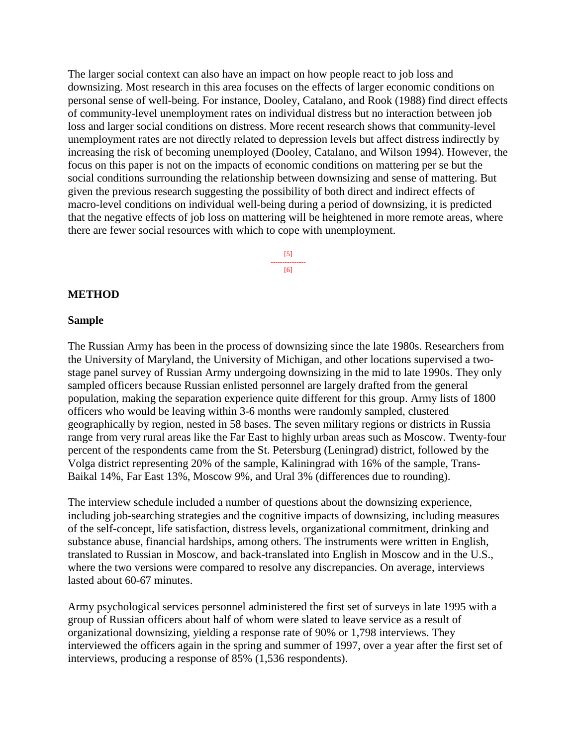The larger social context can also have an impact on how people react to job loss and downsizing. Most research in this area focuses on the effects of larger economic conditions on personal sense of well-being. For instance, Dooley, Catalano, and Rook (1988) find direct effects of community-level unemployment rates on individual distress but no interaction between job loss and larger social conditions on distress. More recent research shows that community-level unemployment rates are not directly related to depression levels but affect distress indirectly by increasing the risk of becoming unemployed (Dooley, Catalano, and Wilson 1994). However, the focus on this paper is not on the impacts of economic conditions on mattering per se but the social conditions surrounding the relationship between downsizing and sense of mattering. But given the previous research suggesting the possibility of both direct and indirect effects of macro-level conditions on individual well-being during a period of downsizing, it is predicted that the negative effects of job loss on mattering will be heightened in more remote areas, where there are fewer social resources with which to cope with unemployment.

## METHOD

### Sample

The Russian Army has been in the process of downsizing since the late 1980s. Researchers from the University of Maryland, the University of Michigan, and other locations supervised a two-stage panel survey of Russian Army undergoing downsizing in the mid to late 1990s. They only sampled officers because Russian enlisted personnel are largely drafted from the general population, making the separation experience quite different for this group. Army lists of 1800 officers who would be leaving within 3-6 months were randomly sampled, clustered geographically by region, nested in 58 bases. The seven military regions or districts in Russia range from very rural areas like the Far East to highly urban areas such as Moscow. Twenty-four percent of the respondents came from the St. Petersburg (Leningrad) district, followed by the Volga district representing 20% of the sample, Kaliningrad with 16% of the sample, Trans-Baikal 14%, Far East 13%, Moscow 9%, and Ural 3% (differences due to rounding).

The interview schedule included a number of questions about the downsizing experience, including job-searching strategies and the cognitive impacts of downsizing, including measures of the self-concept, life satisfaction, distress levels, organizational commitment, drinking and substance abuse, financial hardships, among others. The instruments were written in English, translated to Russian in Moscow, and back-translated into English in Moscow and in the U.S., where the two versions were compared to resolve any discrepancies. On average, interviews lasted about 60-67 minutes.

Army psychological services personnel administered the first set of surveys in late 1995 with a group of Russian officers about half of whom were slated to leave service as a result of organizational downsizing, yielding a response rate of 90% or 1,798 interviews. They interviewed the officers again in the spring and summer of 1997, over a year after the first set of interviews, producing a response of 85% (1,536 respondents).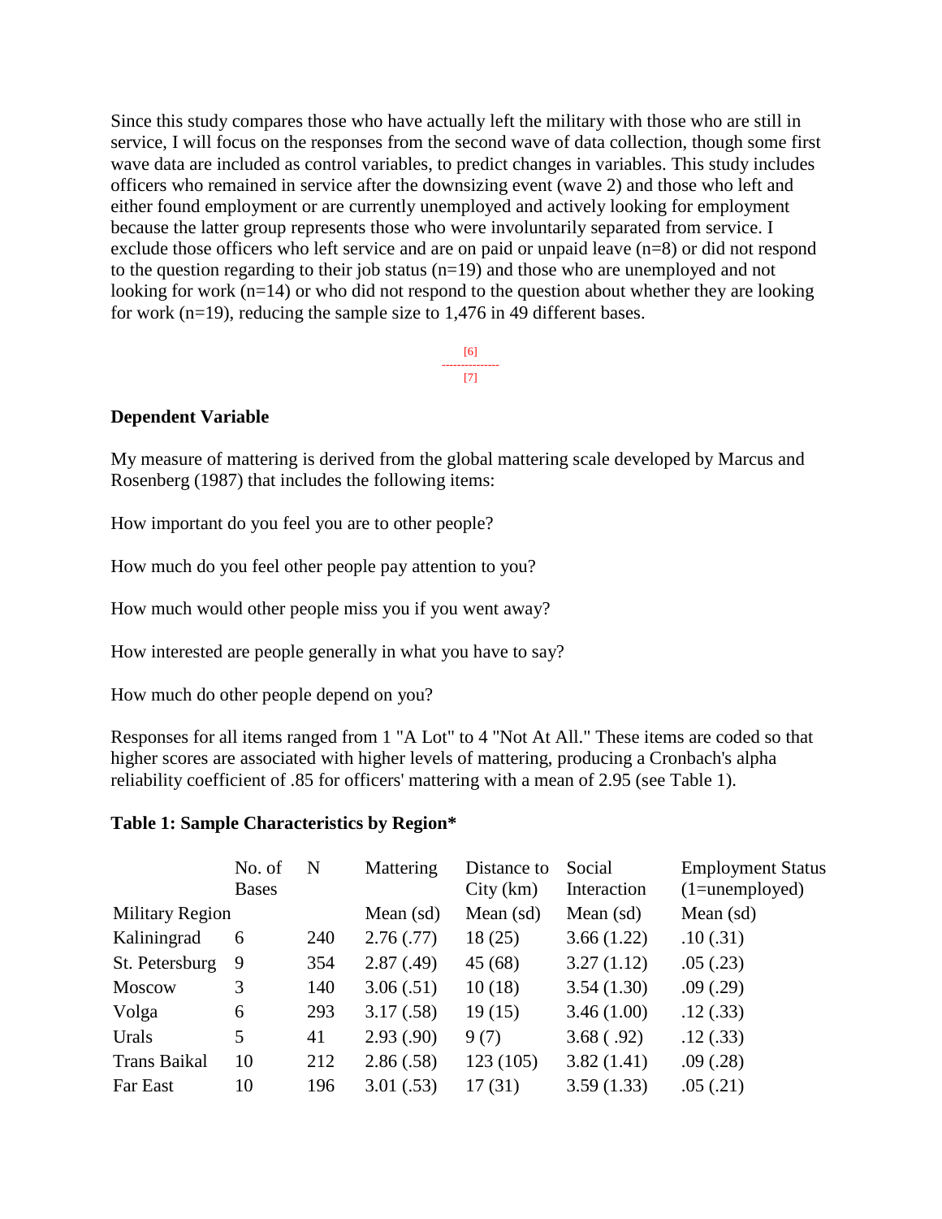Since this study compares those who have actually left the military with those who are still in service, I will focus on the responses from the second wave of data collection, though some first wave data are included as control variables, to predict changes in variables. This study includes officers who remained in service after the downsizing event (wave 2) and those who left and either found employment or are currently unemployed and actively looking for employment because the latter group represents those who were involuntarily separated from service. I exclude those officers who left service and are on paid or unpaid leave (n=8) or did not respond to the question regarding to their job status (n=19) and those who are unemployed and not looking for work (n=14) or who did not respond to the question about whether they are looking for work (n=19), reducing the sample size to 1,476 in 49 different bases.

[6]
---------------
[7]

**Dependent Variable**

My measure of mattering is derived from the global mattering scale developed by Marcus and Rosenberg (1987) that includes the following items:

How important do you feel you are to other people?

How much do you feel other people pay attention to you?

How much would other people miss you if you went away?

How interested are people generally in what you have to say?

How much do other people depend on you?

Responses for all items ranged from 1 "A Lot" to 4 "Not At All." These items are coded so that higher scores are associated with higher levels of mattering, producing a Cronbach's alpha reliability coefficient of .85 for officers' mattering with a mean of 2.95 (see Table 1).

**Table 1: Sample Characteristics by Region***

| | No. of Bases | N | Mattering | Distance to City (km) | Social Interaction | Employment Status (1=unemployed) |
|---|---|---|---|---|---|---|
| Military Region | | | Mean (sd) | Mean (sd) | Mean (sd) | Mean (sd) |
| Kaliningrad | 6 | 240 | 2.76 (.77) | 18 (25) | 3.66 (1.22) | .10 (.31) |
| St. Petersburg | 9 | 354 | 2.87 (.49) | 45 (68) | 3.27 (1.12) | .05 (.23) |
| Moscow | 3 | 140 | 3.06 (.51) | 10 (18) | 3.54 (1.30) | .09 (.29) |
| Volga | 6 | 293 | 3.17 (.58) | 19 (15) | 3.46 (1.00) | .12 (.33) |
| Urals | 5 | 41 | 2.93 (.90) | 9 (7) | 3.68 ( .92) | .12 (.33) |
| Trans Baikal | 10 | 212 | 2.86 (.58) | 123 (105) | 3.82 (1.41) | .09 (.28) |
| Far East | 10 | 196 | 3.01 (.53) | 17 (31) | 3.59 (1.33) | .05 (.21) |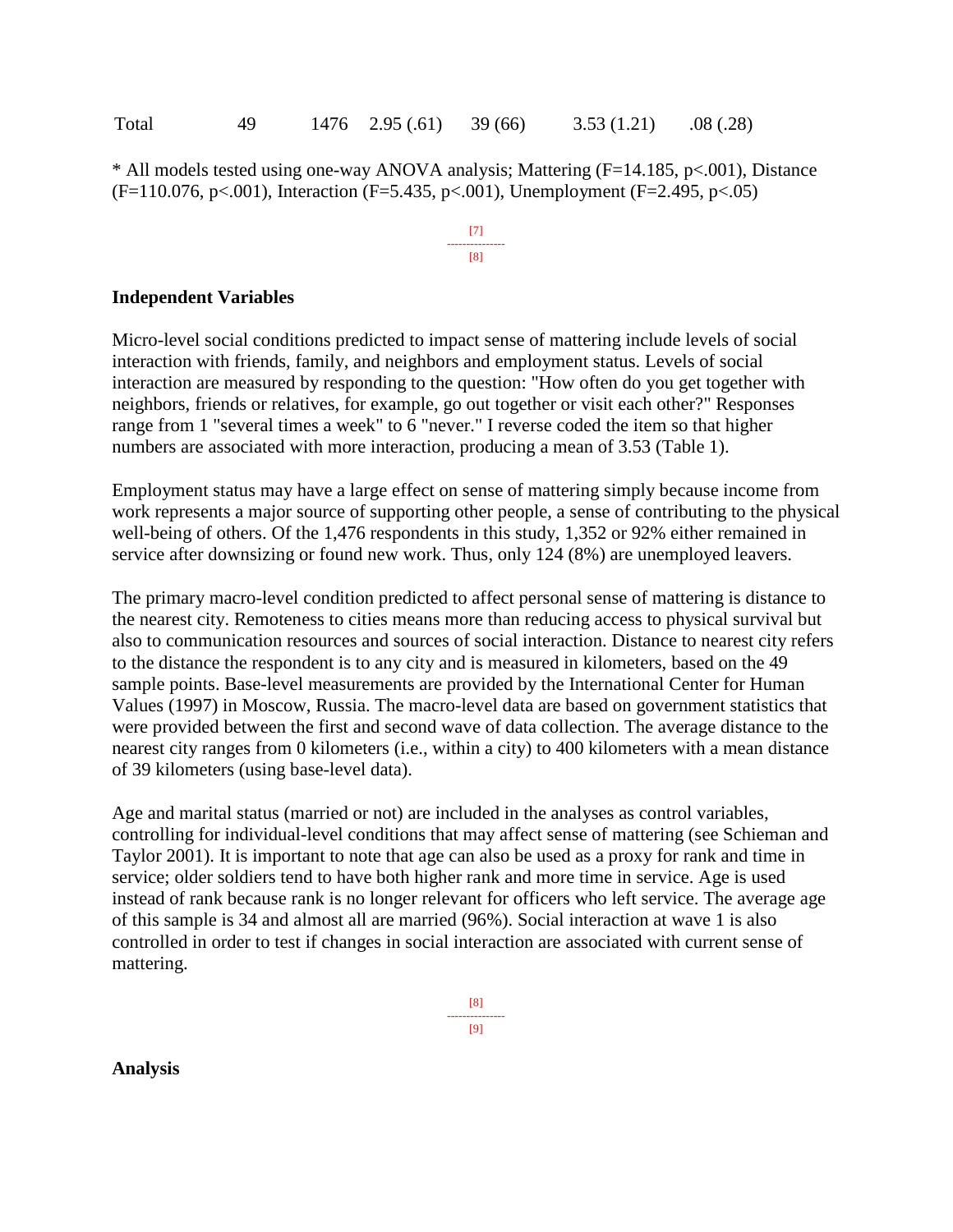| Total | 49 | 1476 | 2.95 (.61) | 39 (66) | 3.53 (1.21) | .08 (.28) |
|---|---|---|---|---|---|---|

* All models tested using one-way ANOVA analysis; Mattering ($F=14.185$, $p<.001$), Distance ($F=110.076$, $p<.001$), Interaction ($F=5.435$, $p<.001$), Unemployment ($F=2.495$, $p<.05$)

### Independent Variables

Micro-level social conditions predicted to impact sense of mattering include levels of social interaction with friends, family, and neighbors and employment status. Levels of social interaction are measured by responding to the question: "How often do you get together with neighbors, friends or relatives, for example, go out together or visit each other?" Responses range from 1 "several times a week" to 6 "never." I reverse coded the item so that higher numbers are associated with more interaction, producing a mean of 3.53 (Table 1).

Employment status may have a large effect on sense of mattering simply because income from work represents a major source of supporting other people, a sense of contributing to the physical well-being of others. Of the 1,476 respondents in this study, 1,352 or 92% either remained in service after downsizing or found new work. Thus, only 124 (8%) are unemployed leavers.

The primary macro-level condition predicted to affect personal sense of mattering is distance to the nearest city. Remoteness to cities means more than reducing access to physical survival but also to communication resources and sources of social interaction. Distance to nearest city refers to the distance the respondent is to any city and is measured in kilometers, based on the 49 sample points. Base-level measurements are provided by the International Center for Human Values (1997) in Moscow, Russia. The macro-level data are based on government statistics that were provided between the first and second wave of data collection. The average distance to the nearest city ranges from 0 kilometers (i.e., within a city) to 400 kilometers with a mean distance of 39 kilometers (using base-level data).

Age and marital status (married or not) are included in the analyses as control variables, controlling for individual-level conditions that may affect sense of mattering (see Schieman and Taylor 2001). It is important to note that age can also be used as a proxy for rank and time in service; older soldiers tend to have both higher rank and more time in service. Age is used instead of rank because rank is no longer relevant for officers who left service. The average age of this sample is 34 and almost all are married (96%). Social interaction at wave 1 is also controlled in order to test if changes in social interaction are associated with current sense of mattering.

### Analysis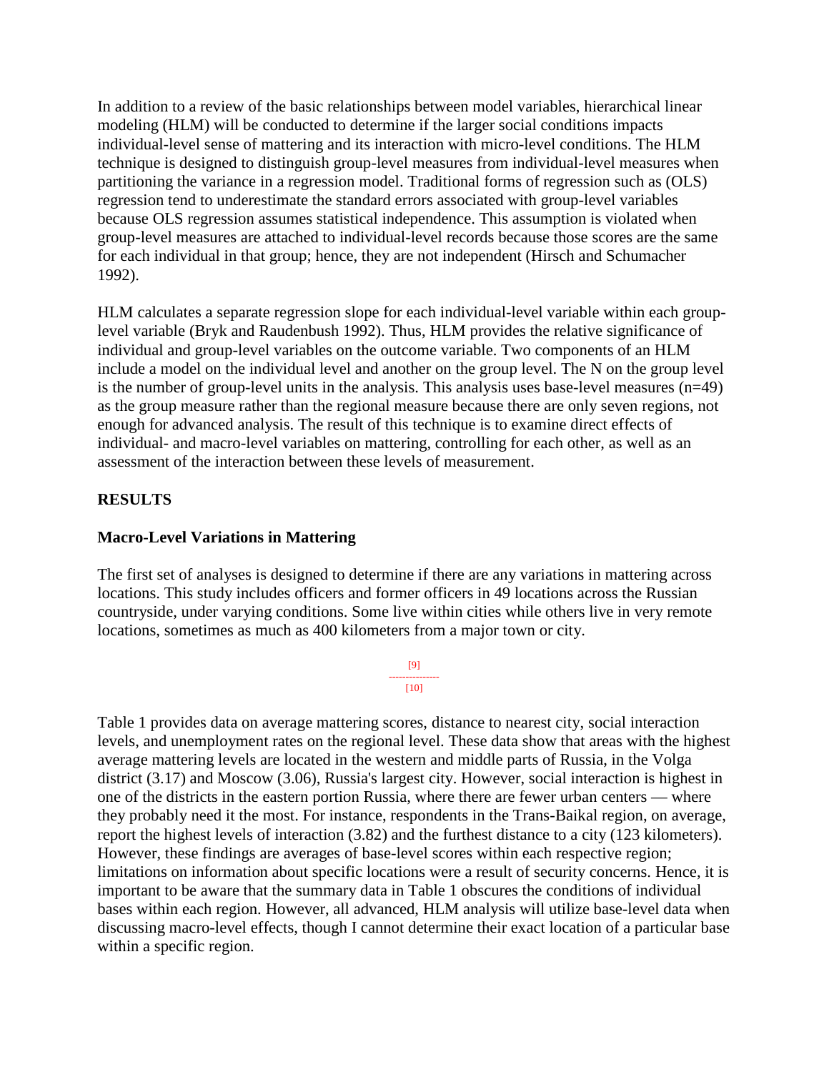In addition to a review of the basic relationships between model variables, hierarchical linear modeling (HLM) will be conducted to determine if the larger social conditions impacts individual-level sense of mattering and its interaction with micro-level conditions. The HLM technique is designed to distinguish group-level measures from individual-level measures when partitioning the variance in a regression model. Traditional forms of regression such as (OLS) regression tend to underestimate the standard errors associated with group-level variables because OLS regression assumes statistical independence. This assumption is violated when group-level measures are attached to individual-level records because those scores are the same for each individual in that group; hence, they are not independent (Hirsch and Schumacher 1992).

HLM calculates a separate regression slope for each individual-level variable within each group-level variable (Bryk and Raudenbush 1992). Thus, HLM provides the relative significance of individual and group-level variables on the outcome variable. Two components of an HLM include a model on the individual level and another on the group level. The N on the group level is the number of group-level units in the analysis. This analysis uses base-level measures (n=49) as the group measure rather than the regional measure because there are only seven regions, not enough for advanced analysis. The result of this technique is to examine direct effects of individual- and macro-level variables on mattering, controlling for each other, as well as an assessment of the interaction between these levels of measurement.

## RESULTS

### Macro-Level Variations in Mattering

The first set of analyses is designed to determine if there are any variations in mattering across locations. This study includes officers and former officers in 49 locations across the Russian countryside, under varying conditions. Some live within cities while others live in very remote locations, sometimes as much as 400 kilometers from a major town or city.

[9]
---------------
[10]

Table 1 provides data on average mattering scores, distance to nearest city, social interaction levels, and unemployment rates on the regional level. These data show that areas with the highest average mattering levels are located in the western and middle parts of Russia, in the Volga district (3.17) and Moscow (3.06), Russia's largest city. However, social interaction is highest in one of the districts in the eastern portion Russia, where there are fewer urban centers — where they probably need it the most. For instance, respondents in the Trans-Baikal region, on average, report the highest levels of interaction (3.82) and the furthest distance to a city (123 kilometers). However, these findings are averages of base-level scores within each respective region; limitations on information about specific locations were a result of security concerns. Hence, it is important to be aware that the summary data in Table 1 obscures the conditions of individual bases within each region. However, all advanced, HLM analysis will utilize base-level data when discussing macro-level effects, though I cannot determine their exact location of a particular base within a specific region.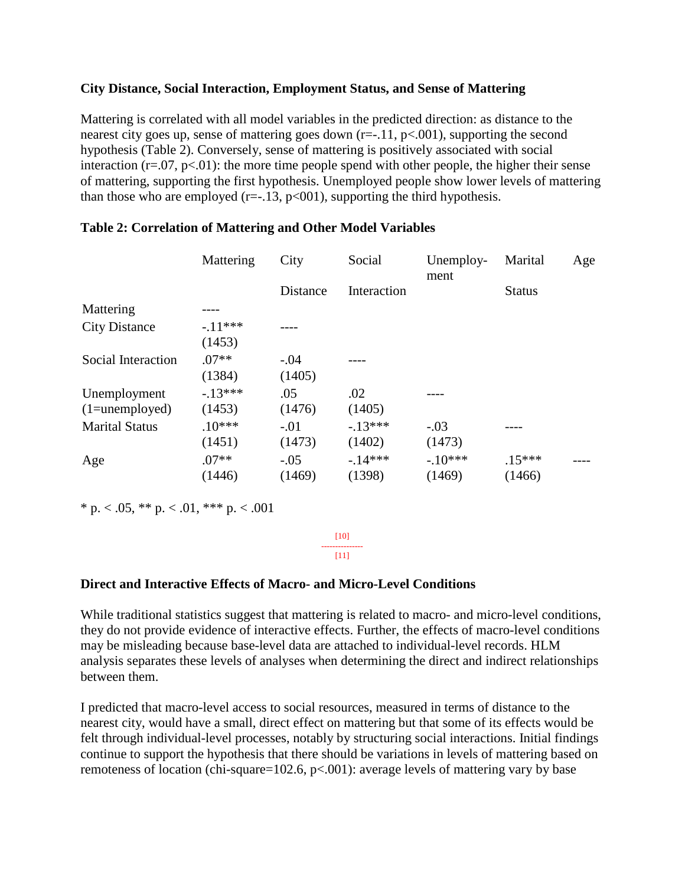### City Distance, Social Interaction, Employment Status, and Sense of Mattering

Mattering is correlated with all model variables in the predicted direction: as distance to the nearest city goes up, sense of mattering goes down ($r=-.11$, $p<.001$), supporting the second hypothesis (Table 2). Conversely, sense of mattering is positively associated with social interaction ($r=.07$, $p<.01$): the more time people spend with other people, the higher their sense of mattering, supporting the first hypothesis. Unemployed people show lower levels of mattering than those who are employed ($r=-.13$, p<001), supporting the third hypothesis.

**Table 2: Correlation of Mattering and Other Model Variables**

| | Mattering | City Distance | Social Interaction | Unemploy-ment | Marital Status | Age |
|---|---|---|---|---|---|---|
| Mattering | ---- | | | | | |
| City Distance | -.11*** (1453) | ---- | | | | |
| Social Interaction | .07** (1384) | -.04 (1405) | ---- | | | |
| Unemployment (1=unemployed) | -.13*** (1453) | .05 (1476) | .02 (1405) | ---- | | |
| Marital Status | .10*** (1451) | -.01 (1473) | -.13*** (1402) | -.03 (1473) | ---- | |
| Age | .07** (1446) | -.05 (1469) | -.14*** (1398) | -.10*** (1469) | .15*** (1466) | ---- |

* p. < .05, ** p. < .01, *** p. < .001

[10]

[11]

### Direct and Interactive Effects of Macro- and Micro-Level Conditions

While traditional statistics suggest that mattering is related to macro- and micro-level conditions, they do not provide evidence of interactive effects. Further, the effects of macro-level conditions may be misleading because base-level data are attached to individual-level records. HLM analysis separates these levels of analyses when determining the direct and indirect relationships between them.

I predicted that macro-level access to social resources, measured in terms of distance to the nearest city, would have a small, direct effect on mattering but that some of its effects would be felt through individual-level processes, notably by structuring social interactions. Initial findings continue to support the hypothesis that there should be variations in levels of mattering based on remoteness of location (chi-square=102.6, $p<.001$): average levels of mattering vary by base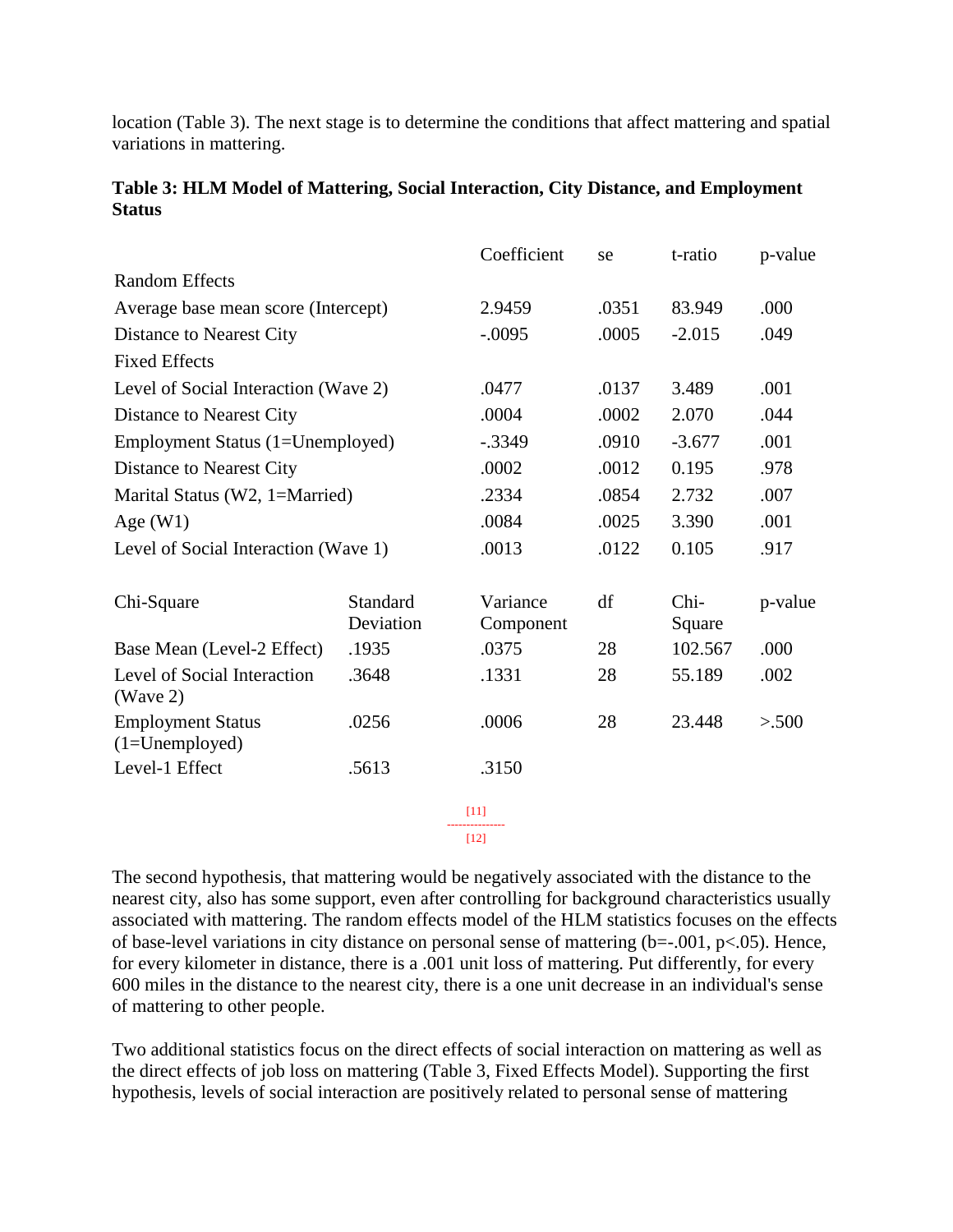location (Table 3). The next stage is to determine the conditions that affect mattering and spatial variations in mattering.

**Table 3: HLM Model of Mattering, Social Interaction, City Distance, and Employment Status**

| | | Coefficient | se | t-ratio | p-value |
|---|---|---|---|---|---|
| Random Effects | | | | | |
| Average base mean score (Intercept) | | 2.9459 | .0351 | 83.949 | .000 |
| Distance to Nearest City | | -.0095 | .0005 | -2.015 | .049 |
| Fixed Effects | | | | | |
| Level of Social Interaction (Wave 2) | | .0477 | .0137 | 3.489 | .001 |
| Distance to Nearest City | | .0004 | .0002 | 2.070 | .044 |
| Employment Status (1=Unemployed) | | -.3349 | .0910 | -3.677 | .001 |
| Distance to Nearest City | | .0002 | .0012 | 0.195 | .978 |
| Marital Status (W2, 1=Married) | | .2334 | .0854 | 2.732 | .007 |
| Age (W1) | | .0084 | .0025 | 3.390 | .001 |
| Level of Social Interaction (Wave 1) | | .0013 | .0122 | 0.105 | .917 |
| Chi-Square | Standard Deviation | Variance Component | df | Chi-Square | p-value |
| Base Mean (Level-2 Effect) | .1935 | .0375 | 28 | 102.567 | .000 |
| Level of Social Interaction (Wave 2) | .3648 | .1331 | 28 | 55.189 | .002 |
| Employment Status (1=Unemployed) | .0256 | .0006 | 28 | 23.448 | >.500 |
| Level-1 Effect | .5613 | .3150 | | | |

[11]

[12]

The second hypothesis, that mattering would be negatively associated with the distance to the nearest city, also has some support, even after controlling for background characteristics usually associated with mattering. The random effects model of the HLM statistics focuses on the effects of base-level variations in city distance on personal sense of mattering ($b=-.001$, $p<.05$). Hence, for every kilometer in distance, there is a .001 unit loss of mattering. Put differently, for every 600 miles in the distance to the nearest city, there is a one unit decrease in an individual's sense of mattering to other people.

Two additional statistics focus on the direct effects of social interaction on mattering as well as the direct effects of job loss on mattering (Table 3, Fixed Effects Model). Supporting the first hypothesis, levels of social interaction are positively related to personal sense of mattering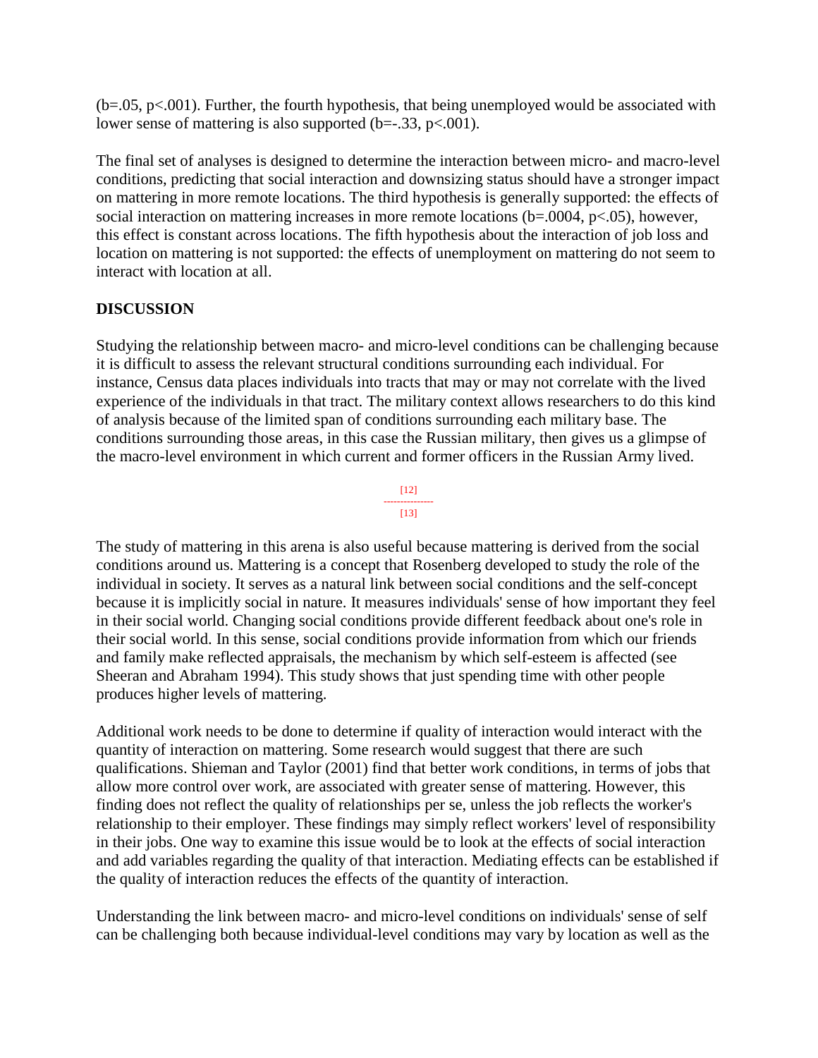($b=.05$, $p<.001$). Further, the fourth hypothesis, that being unemployed would be associated with lower sense of mattering is also supported ($b=-.33$, $p<.001$).

The final set of analyses is designed to determine the interaction between micro- and macro-level conditions, predicting that social interaction and downsizing status should have a stronger impact on mattering in more remote locations. The third hypothesis is generally supported: the effects of social interaction on mattering increases in more remote locations ($b=.0004$, $p<.05$), however, this effect is constant across locations. The fifth hypothesis about the interaction of job loss and location on mattering is not supported: the effects of unemployment on mattering do not seem to interact with location at all.

## DISCUSSION

Studying the relationship between macro- and micro-level conditions can be challenging because it is difficult to assess the relevant structural conditions surrounding each individual. For instance, Census data places individuals into tracts that may or may not correlate with the lived experience of the individuals in that tract. The military context allows researchers to do this kind of analysis because of the limited span of conditions surrounding each military base. The conditions surrounding those areas, in this case the Russian military, then gives us a glimpse of the macro-level environment in which current and former officers in the Russian Army lived.

The study of mattering in this arena is also useful because mattering is derived from the social conditions around us. Mattering is a concept that Rosenberg developed to study the role of the individual in society. It serves as a natural link between social conditions and the self-concept because it is implicitly social in nature. It measures individuals' sense of how important they feel in their social world. Changing social conditions provide different feedback about one's role in their social world. In this sense, social conditions provide information from which our friends and family make reflected appraisals, the mechanism by which self-esteem is affected (see Sheeran and Abraham 1994). This study shows that just spending time with other people produces higher levels of mattering.

Additional work needs to be done to determine if quality of interaction would interact with the quantity of interaction on mattering. Some research would suggest that there are such qualifications. Shieman and Taylor (2001) find that better work conditions, in terms of jobs that allow more control over work, are associated with greater sense of mattering. However, this finding does not reflect the quality of relationships per se, unless the job reflects the worker's relationship to their employer. These findings may simply reflect workers' level of responsibility in their jobs. One way to examine this issue would be to look at the effects of social interaction and add variables regarding the quality of that interaction. Mediating effects can be established if the quality of interaction reduces the effects of the quantity of interaction.

Understanding the link between macro- and micro-level conditions on individuals' sense of self can be challenging both because individual-level conditions may vary by location as well as the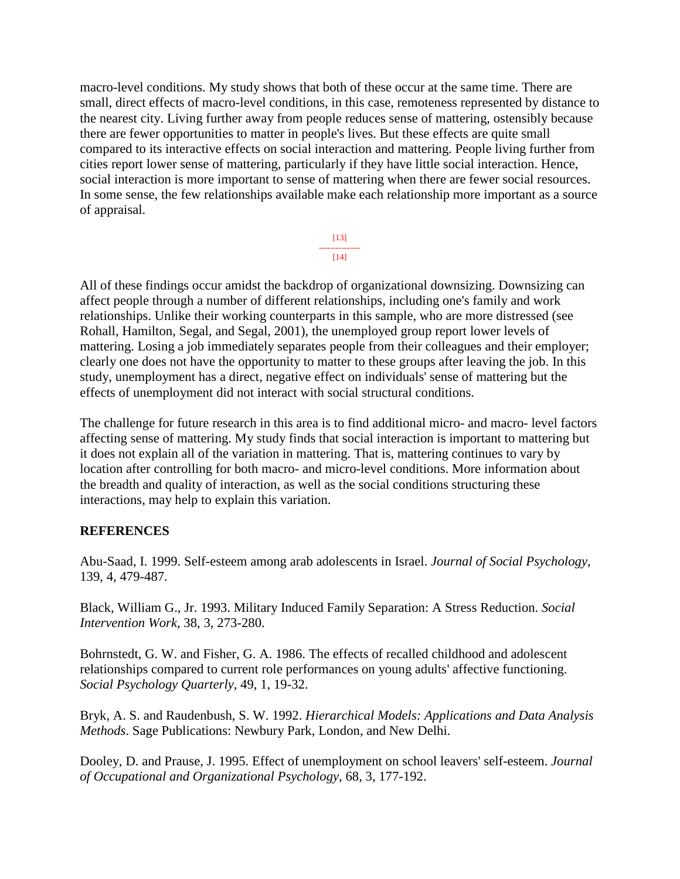macro-level conditions. My study shows that both of these occur at the same time. There are small, direct effects of macro-level conditions, in this case, remoteness represented by distance to the nearest city. Living further away from people reduces sense of mattering, ostensibly because there are fewer opportunities to matter in people's lives. But these effects are quite small compared to its interactive effects on social interaction and mattering. People living further from cities report lower sense of mattering, particularly if they have little social interaction. Hence, social interaction is more important to sense of mattering when there are fewer social resources. In some sense, the few relationships available make each relationship more important as a source of appraisal.

All of these findings occur amidst the backdrop of organizational downsizing. Downsizing can affect people through a number of different relationships, including one's family and work relationships. Unlike their working counterparts in this sample, who are more distressed (see Rohall, Hamilton, Segal, and Segal, 2001), the unemployed group report lower levels of mattering. Losing a job immediately separates people from their colleagues and their employer; clearly one does not have the opportunity to matter to these groups after leaving the job. In this study, unemployment has a direct, negative effect on individuals' sense of mattering but the effects of unemployment did not interact with social structural conditions.

The challenge for future research in this area is to find additional micro- and macro- level factors affecting sense of mattering. My study finds that social interaction is important to mattering but it does not explain all of the variation in mattering. That is, mattering continues to vary by location after controlling for both macro- and micro-level conditions. More information about the breadth and quality of interaction, as well as the social conditions structuring these interactions, may help to explain this variation.

**REFERENCES**

Abu-Saad, I. 1999. Self-esteem among arab adolescents in Israel. *Journal of Social Psychology*, 139, 4, 479-487.

Black, William G., Jr. 1993. Military Induced Family Separation: A Stress Reduction. *Social Intervention Work*, 38, 3, 273-280.

Bohrnstedt, G. W. and Fisher, G. A. 1986. The effects of recalled childhood and adolescent relationships compared to current role performances on young adults' affective functioning. *Social Psychology Quarterly*, 49, 1, 19-32.

Bryk, A. S. and Raudenbush, S. W. 1992. *Hierarchical Models: Applications and Data Analysis Methods*. Sage Publications: Newbury Park, London, and New Delhi.

Dooley, D. and Prause, J. 1995. Effect of unemployment on school leavers' self-esteem. *Journal of Occupational and Organizational Psychology*, 68, 3, 177-192.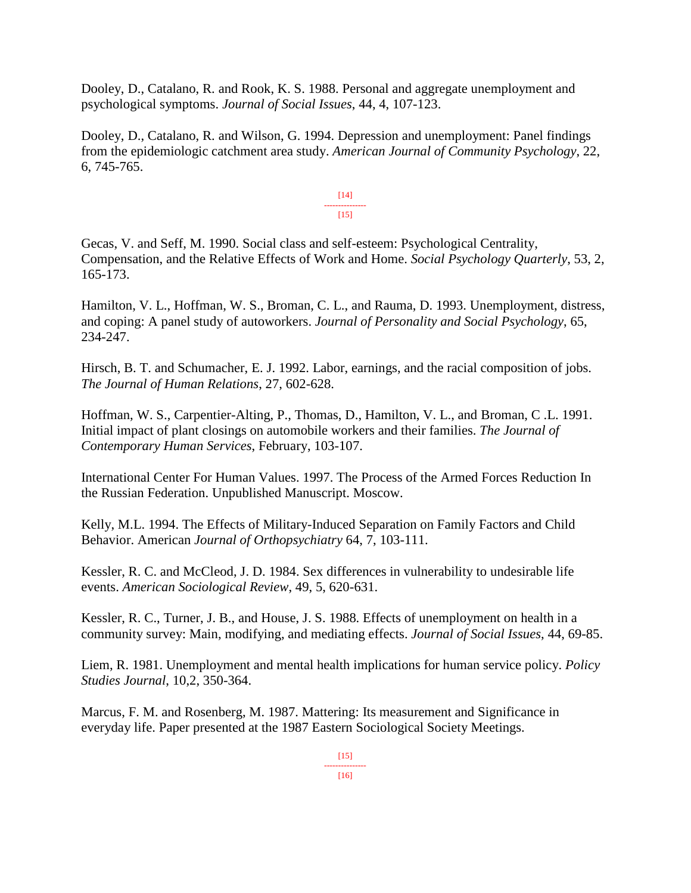Dooley, D., Catalano, R. and Rook, K. S. 1988. Personal and aggregate unemployment and psychological symptoms. *Journal of Social Issues*, 44, 4, 107-123.

Dooley, D., Catalano, R. and Wilson, G. 1994. Depression and unemployment: Panel findings from the epidemiologic catchment area study. *American Journal of Community Psychology*, 22, 6, 745-765.

Gecas, V. and Seff, M. 1990. Social class and self-esteem: Psychological Centrality, Compensation, and the Relative Effects of Work and Home. *Social Psychology Quarterly*, 53, 2, 165-173.

Hamilton, V. L., Hoffman, W. S., Broman, C. L., and Rauma, D. 1993. Unemployment, distress, and coping: A panel study of autoworkers. *Journal of Personality and Social Psychology*, 65, 234-247.

Hirsch, B. T. and Schumacher, E. J. 1992. Labor, earnings, and the racial composition of jobs. *The Journal of Human Relations*, 27, 602-628.

Hoffman, W. S., Carpentier-Alting, P., Thomas, D., Hamilton, V. L., and Broman, C .L. 1991. Initial impact of plant closings on automobile workers and their families. *The Journal of Contemporary Human Services*, February, 103-107.

International Center For Human Values. 1997. The Process of the Armed Forces Reduction In the Russian Federation. Unpublished Manuscript. Moscow.

Kelly, M.L. 1994. The Effects of Military-Induced Separation on Family Factors and Child Behavior. American *Journal of Orthopsychiatry* 64, 7, 103-111.

Kessler, R. C. and McCleod, J. D. 1984. Sex differences in vulnerability to undesirable life events. *American Sociological Review*, 49, 5, 620-631.

Kessler, R. C., Turner, J. B., and House, J. S. 1988. Effects of unemployment on health in a community survey: Main, modifying, and mediating effects. *Journal of Social Issues*, 44, 69-85.

Liem, R. 1981. Unemployment and mental health implications for human service policy. *Policy Studies Journal*, 10,2, 350-364.

Marcus, F. M. and Rosenberg, M. 1987. Mattering: Its measurement and Significance in everyday life. Paper presented at the 1987 Eastern Sociological Society Meetings.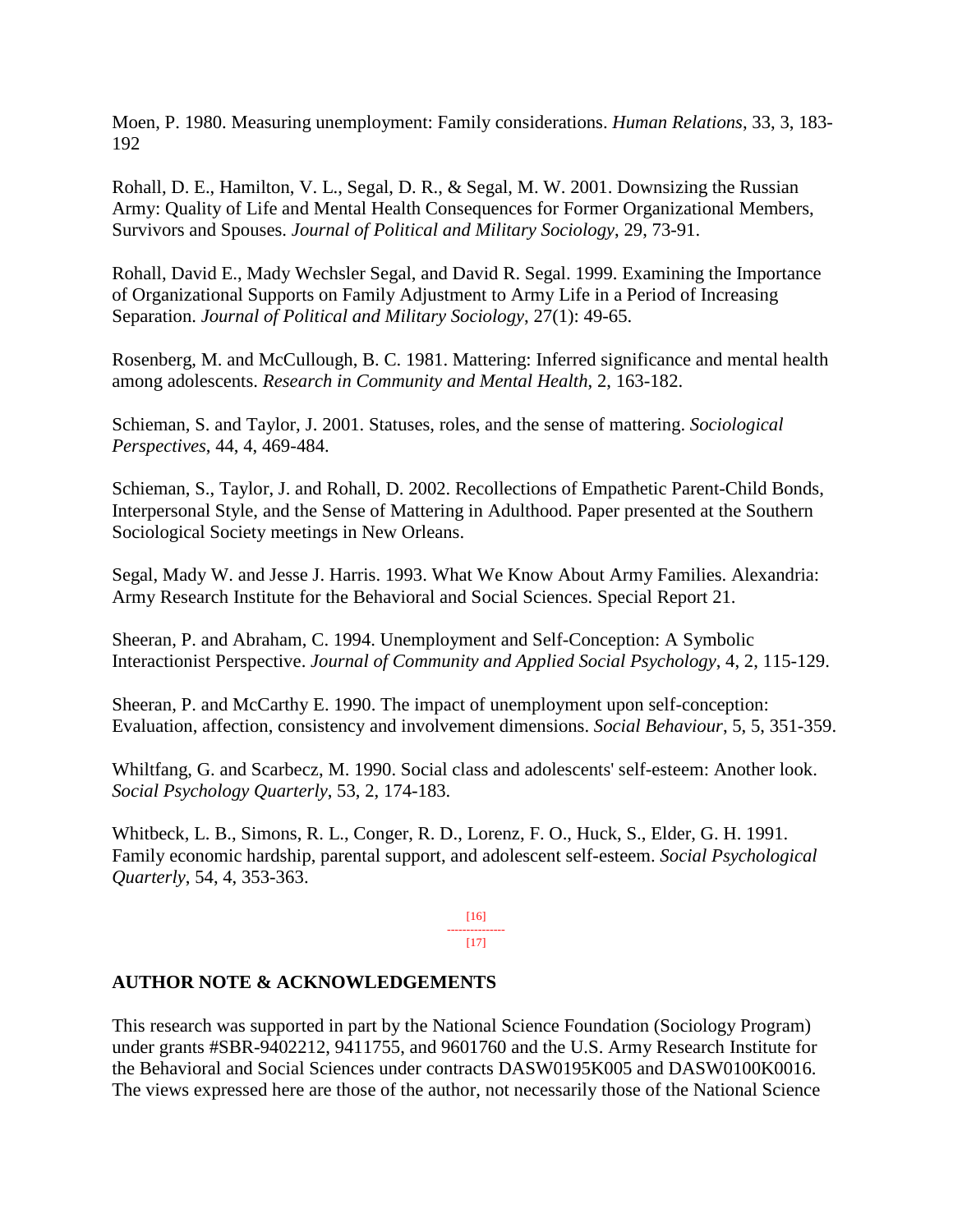Moen, P. 1980. Measuring unemployment: Family considerations. *Human Relations*, 33, 3, 183-192

Rohall, D. E., Hamilton, V. L., Segal, D. R., & Segal, M. W. 2001. Downsizing the Russian Army: Quality of Life and Mental Health Consequences for Former Organizational Members, Survivors and Spouses. *Journal of Political and Military Sociology*, 29, 73-91.

Rohall, David E., Mady Wechsler Segal, and David R. Segal. 1999. Examining the Importance of Organizational Supports on Family Adjustment to Army Life in a Period of Increasing Separation. *Journal of Political and Military Sociology*, 27(1): 49-65.

Rosenberg, M. and McCullough, B. C. 1981. Mattering: Inferred significance and mental health among adolescents. *Research in Community and Mental Health*, 2, 163-182.

Schieman, S. and Taylor, J. 2001. Statuses, roles, and the sense of mattering. *Sociological Perspectives*, 44, 4, 469-484.

Schieman, S., Taylor, J. and Rohall, D. 2002. Recollections of Empathetic Parent-Child Bonds, Interpersonal Style, and the Sense of Mattering in Adulthood. Paper presented at the Southern Sociological Society meetings in New Orleans.

Segal, Mady W. and Jesse J. Harris. 1993. What We Know About Army Families. Alexandria: Army Research Institute for the Behavioral and Social Sciences. Special Report 21.

Sheeran, P. and Abraham, C. 1994. Unemployment and Self-Conception: A Symbolic Interactionist Perspective. *Journal of Community and Applied Social Psychology*, 4, 2, 115-129.

Sheeran, P. and McCarthy E. 1990. The impact of unemployment upon self-conception: Evaluation, affection, consistency and involvement dimensions. *Social Behaviour*, 5, 5, 351-359.

Whiltfang, G. and Scarbecz, M. 1990. Social class and adolescents' self-esteem: Another look. *Social Psychology Quarterly*, 53, 2, 174-183.

Whitbeck, L. B., Simons, R. L., Conger, R. D., Lorenz, F. O., Huck, S., Elder, G. H. 1991. Family economic hardship, parental support, and adolescent self-esteem. *Social Psychological Quarterly*, 54, 4, 353-363.

## AUTHOR NOTE & ACKNOWLEDGEMENTS

This research was supported in part by the National Science Foundation (Sociology Program) under grants #SBR-9402212, 9411755, and 9601760 and the U.S. Army Research Institute for the Behavioral and Social Sciences under contracts DASW0195K005 and DASW0100K0016. The views expressed here are those of the author, not necessarily those of the National Science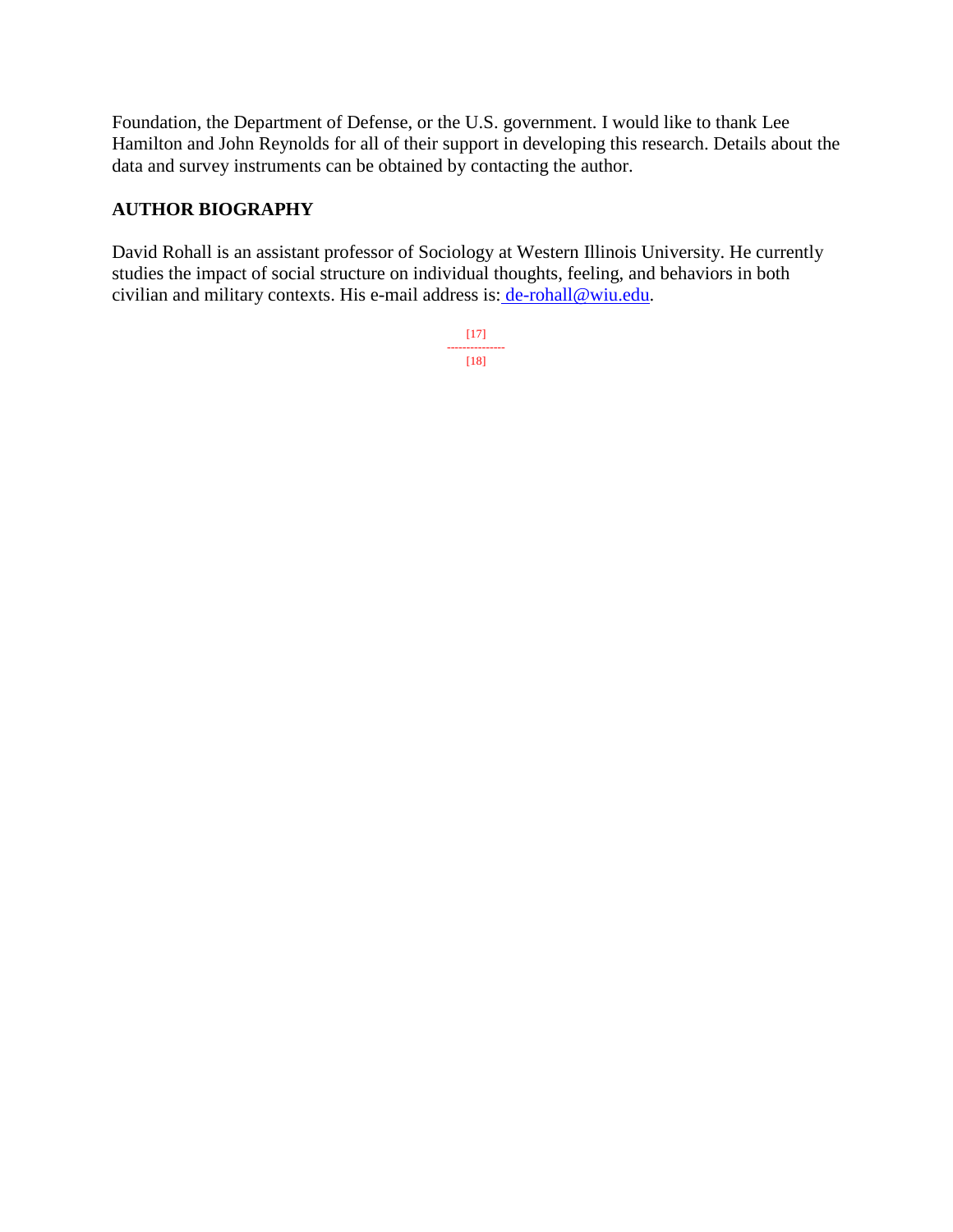Foundation, the Department of Defense, or the U.S. government. I would like to thank Lee Hamilton and John Reynolds for all of their support in developing this research. Details about the data and survey instruments can be obtained by contacting the author.

## AUTHOR BIOGRAPHY

David Rohall is an assistant professor of Sociology at Western Illinois University. He currently studies the impact of social structure on individual thoughts, feeling, and behaviors in both civilian and military contexts. His e-mail address is: de-rohall@wiu.edu.